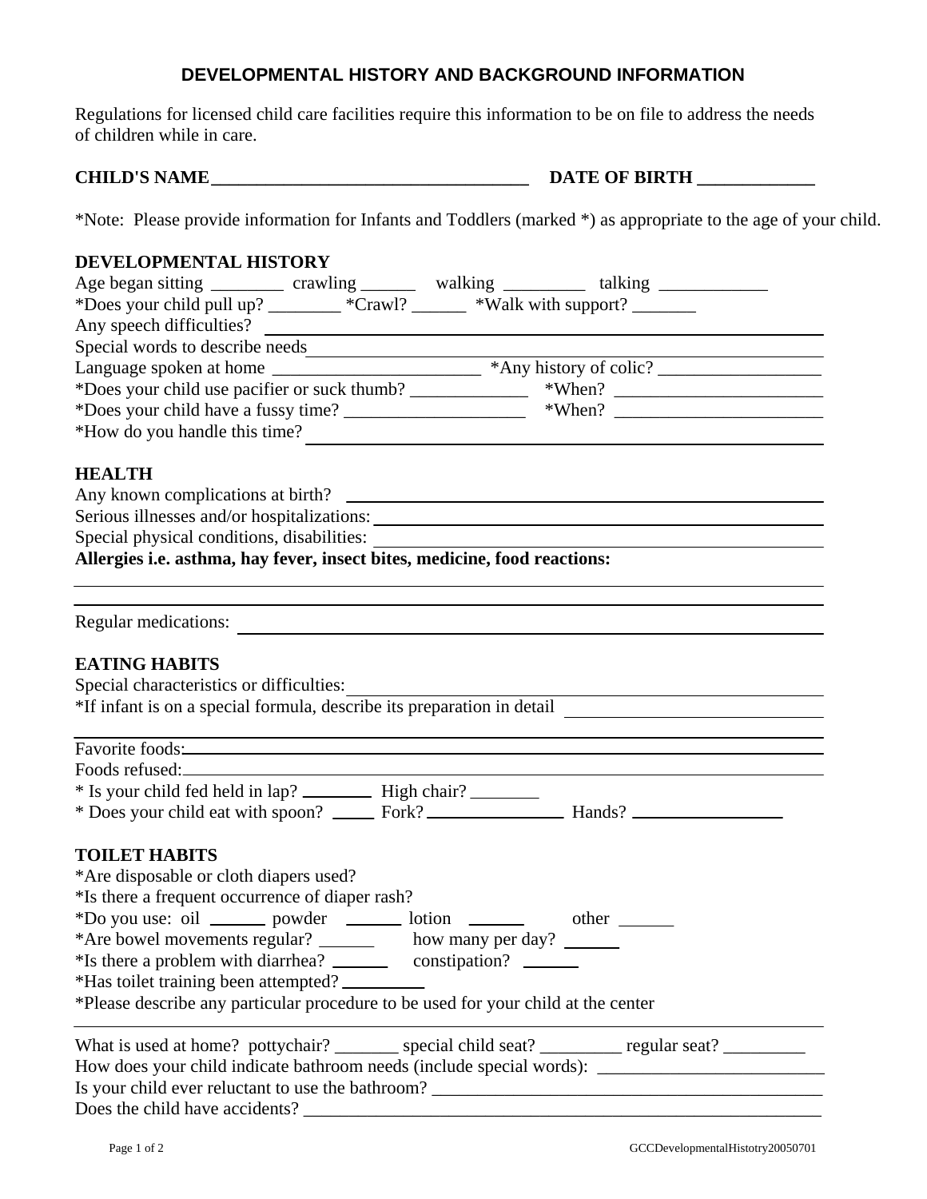## DEVELOPMENTAL HISTORY AND BACKGROUND INFORMATION

Regulations for licensed child care facilities require this information to be on file to address the needs of children while in care.

**CHILD'S NAME**___________________________________ **DATE OF BIRTH** _____________

*Note: Please provide information for Infants and Toddlers (marked *) as appropriate to the age of your child.

### DEVELOPMENTAL HISTORY

Age began sitting ________ crawling ______ walking _________ talking ____________

*Does your child pull up? ________ *Crawl? ______ *Walk with support? _______

Any speech difficulties? ________________________________________________

Special words to describe needs____________________________________________

Language spoken at home ______________________ *Any history of colic? __________________

*Does your child use pacifier or suck thumb? _____________ *When? _______________________

*Does your child have a fussy time? ____________________ *When? _______________________

*How do you handle this time? ______________________________________________

### HEALTH

Any known complications at birth? ___________________________________________

Serious illnesses and/or hospitalizations: ______________________________________

Special physical conditions, disabilities: _______________________________________

**Allergies i.e. asthma, hay fever, insect bites, medicine, food reactions:**

______________________________________________________________________

______________________________________________________________________

Regular medications: ____________________________________________________

### EATING HABITS

Special characteristics or difficulties:_________________________________________

*If infant is on a special formula, describe its preparation in detail ___________________________

______________________________________________________________________

Favorite foods:__________________________________________________________

Foods refused:__________________________________________________________

* Is your child fed held in lap? ________ High chair? ________

* Does your child eat with spoon? _____ Fork? _______________ Hands? _________________

### TOILET HABITS

*Are disposable or cloth diapers used?

*Is there a frequent occurrence of diaper rash?

*Do you use: oil ______ powder ______ lotion ______ other ______

*Are bowel movements regular? ______ how many per day? ______

*Is there a problem with diarrhea? ______ constipation? ______

*Has toilet training been attempted? _________

*Please describe any particular procedure to be used for your child at the center

______________________________________________________________________

What is used at home? pottychair? _______ special child seat? _________ regular seat? _________

How does your child indicate bathroom needs (include special words): _________________________

Is your child ever reluctant to use the bathroom? ____________________________________________

Does the child have accidents? ___________________________________________________________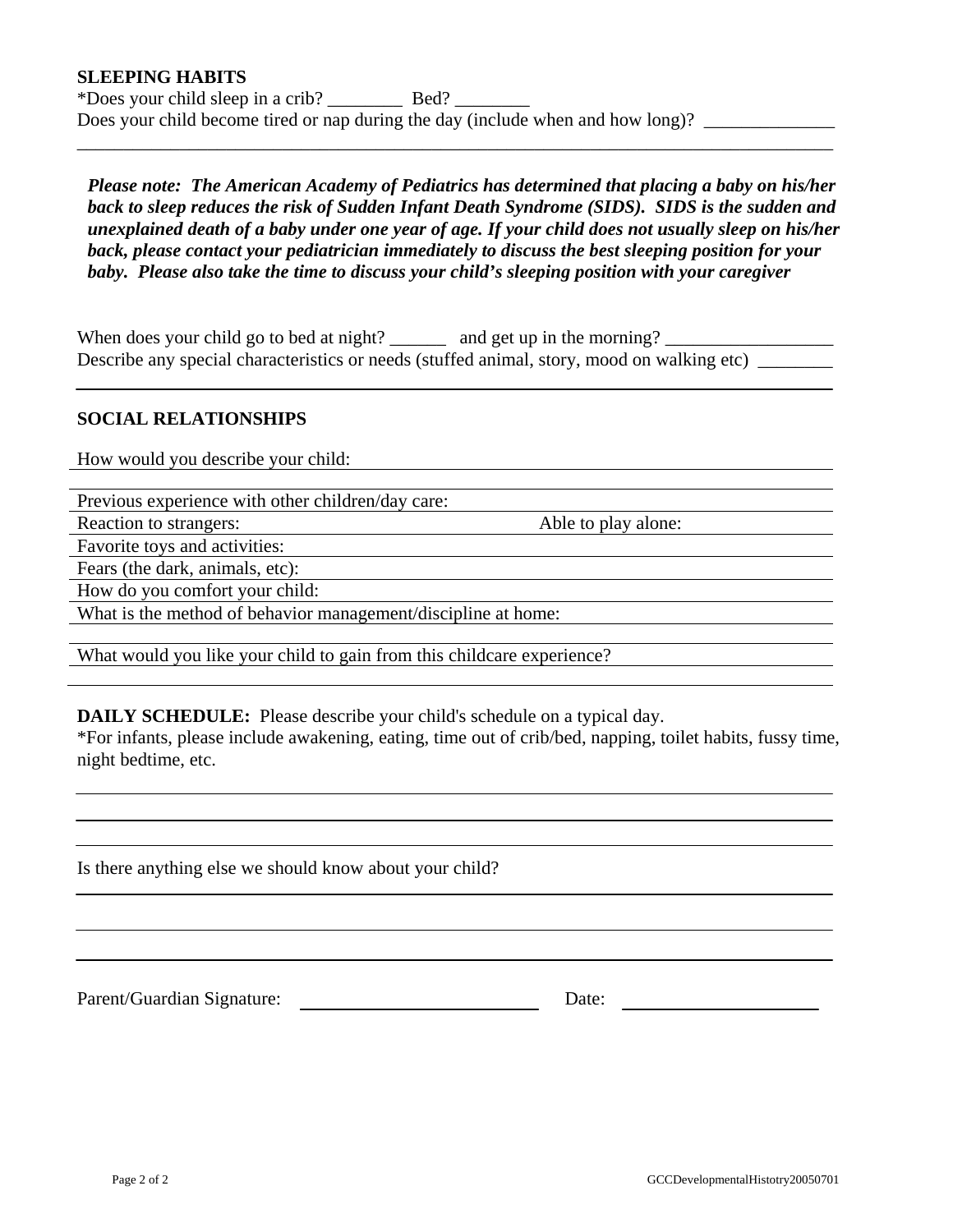**SLEEPING HABITS**

*Does your child sleep in a crib? ________ Bed? ________

Does your child become tired or nap during the day (include when and how long)? ______________

_______________________________________________________________________________

***Please note: The American Academy of Pediatrics has determined that placing a baby on his/her back to sleep reduces the risk of Sudden Infant Death Syndrome (SIDS). SIDS is the sudden and unexplained death of a baby under one year of age. If your child does not usually sleep on his/her back, please contact your pediatrician immediately to discuss the best sleeping position for your baby. Please also take the time to discuss your child's sleeping position with your caregiver***

When does your child go to bed at night? ______ and get up in the morning? __________________

Describe any special characteristics or needs (stuffed animal, story, mood on walking etc) ________

_______________________________________________________________________________

**SOCIAL RELATIONSHIPS**

How would you describe your child: ______________________________________________

_______________________________________________________________________________

Previous experience with other children/day care: ___________________________________

Reaction to strangers: ______________________ Able to play alone: ______________________

Favorite toys and activities: ____________________________________________________

Fears (the dark, animals, etc): __________________________________________________

How do you comfort your child: ________________________________________________

What is the method of behavior management/discipline at home: ________________________

_______________________________________________________________________________

What would you like your child to gain from this childcare experience? ____________________

_______________________________________________________________________________

**DAILY SCHEDULE:** Please describe your child's schedule on a typical day.

*For infants, please include awakening, eating, time out of crib/bed, napping, toilet habits, fussy time, night bedtime, etc.

_______________________________________________________________________________

_______________________________________________________________________________

_______________________________________________________________________________

Is there anything else we should know about your child?

_______________________________________________________________________________

_______________________________________________________________________________

_______________________________________________________________________________

Parent/Guardian Signature: __________________________ Date: ______________________

GCCDevelopmentalHistotry20050701